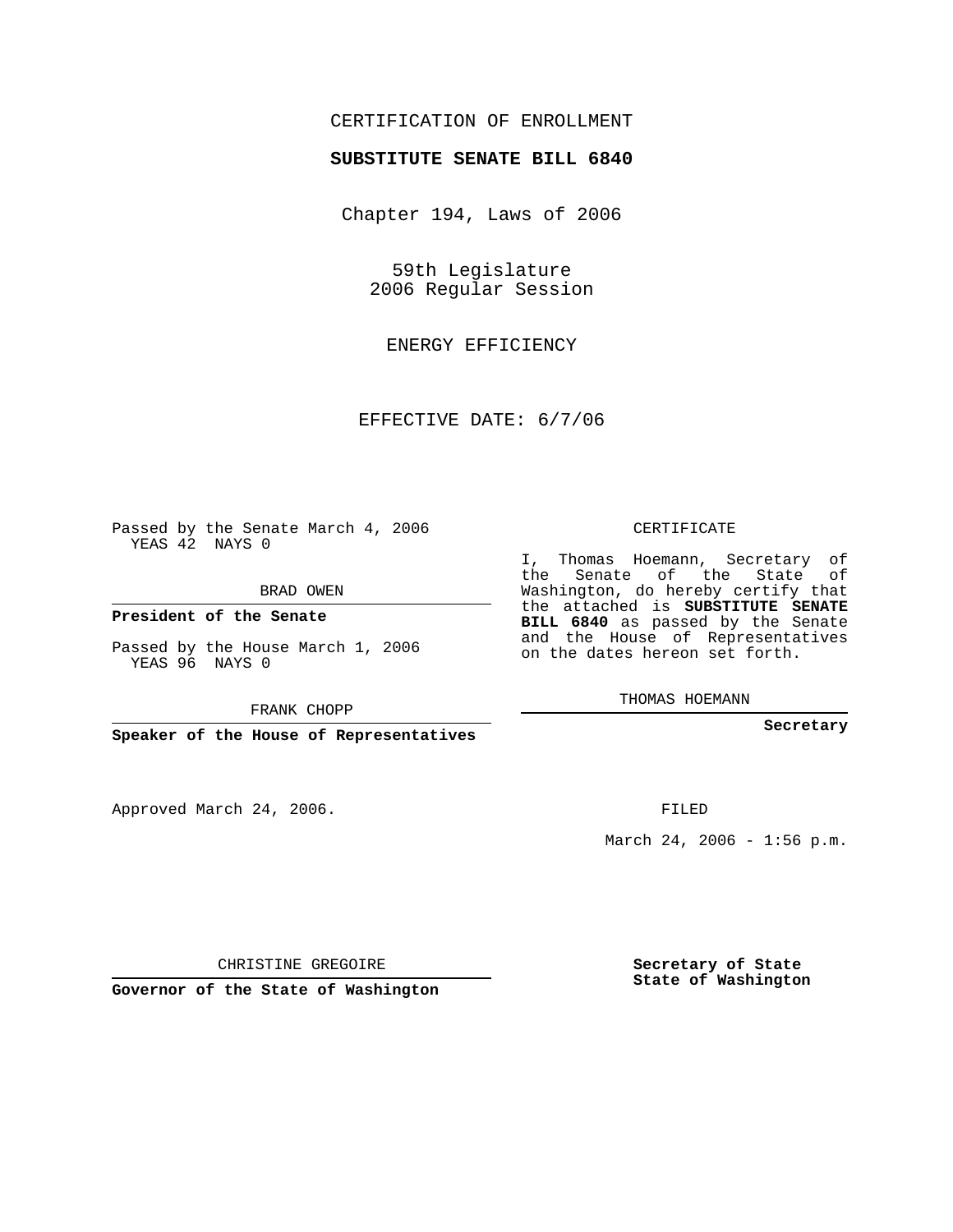CERTIFICATION OF ENROLLMENT

**SUBSTITUTE SENATE BILL 6840**

Chapter 194, Laws of 2006

59th Legislature
2006 Regular Session

ENERGY EFFICIENCY

EFFECTIVE DATE: 6/7/06

Passed by the Senate March 4, 2006
YEAS 42 NAYS 0

BRAD OWEN

**President of the Senate**

Passed by the House March 1, 2006
YEAS 96 NAYS 0

FRANK CHOPP

**Speaker of the House of Representatives**

CERTIFICATE

I, Thomas Hoemann, Secretary of the Senate of the State of Washington, do hereby certify that the attached is **SUBSTITUTE SENATE BILL 6840** as passed by the Senate and the House of Representatives on the dates hereon set forth.

THOMAS HOEMANN

**Secretary**

Approved March 24, 2006.

FILED

March 24, 2006 - 1:56 p.m.

CHRISTINE GREGOIRE

**Governor of the State of Washington**

**Secretary of State**
**State of Washington**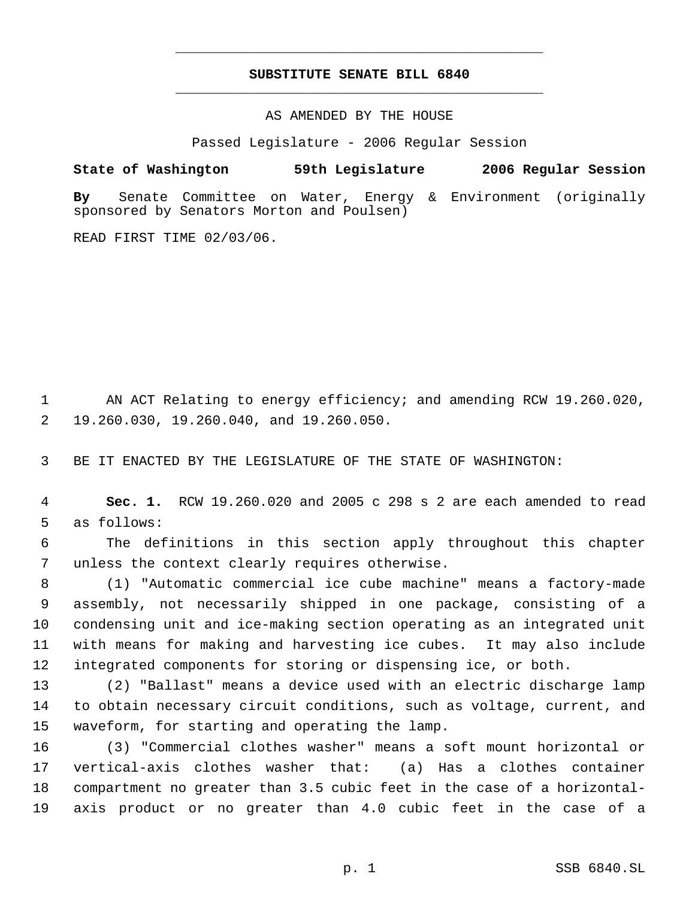# SUBSTITUTE SENATE BILL 6840

AS AMENDED BY THE HOUSE

Passed Legislature - 2006 Regular Session

**State of Washington 59th Legislature 2006 Regular Session**

**By** Senate Committee on Water, Energy & Environment (originally sponsored by Senators Morton and Poulsen)

READ FIRST TIME 02/03/06.

1 AN ACT Relating to energy efficiency; and amending RCW 19.260.020,
2 19.260.030, 19.260.040, and 19.260.050.

3 BE IT ENACTED BY THE LEGISLATURE OF THE STATE OF WASHINGTON:

4 **Sec. 1.** RCW 19.260.020 and 2005 c 298 s 2 are each amended to read
5 as follows:

6 The definitions in this section apply throughout this chapter
7 unless the context clearly requires otherwise.

8 (1) "Automatic commercial ice cube machine" means a factory-made
9 assembly, not necessarily shipped in one package, consisting of a
10 condensing unit and ice-making section operating as an integrated unit
11 with means for making and harvesting ice cubes. It may also include
12 integrated components for storing or dispensing ice, or both.

13 (2) "Ballast" means a device used with an electric discharge lamp
14 to obtain necessary circuit conditions, such as voltage, current, and
15 waveform, for starting and operating the lamp.

16 (3) "Commercial clothes washer" means a soft mount horizontal or
17 vertical-axis clothes washer that: (a) Has a clothes container
18 compartment no greater than 3.5 cubic feet in the case of a horizontal-
19 axis product or no greater than 4.0 cubic feet in the case of a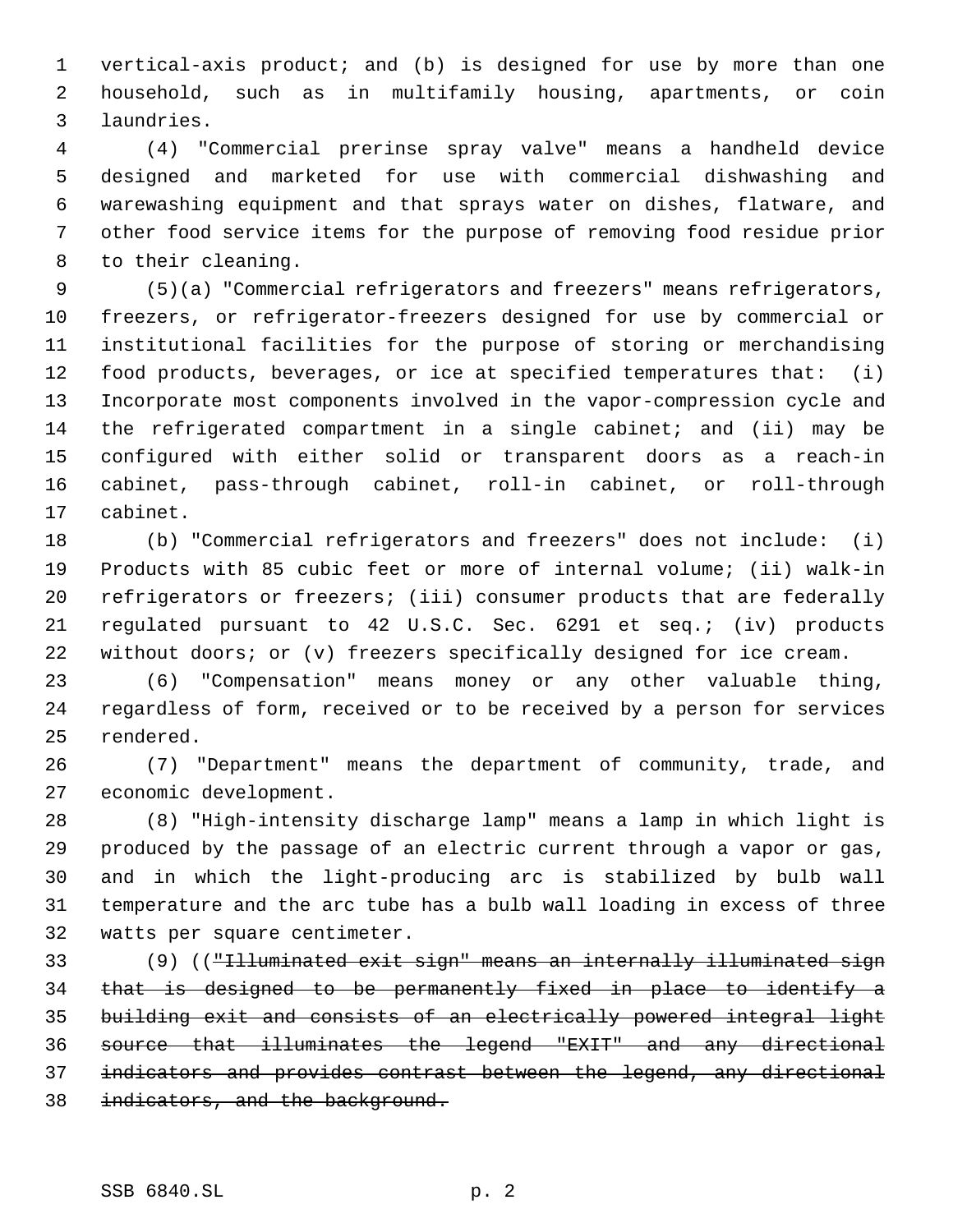vertical-axis product; and (b) is designed for use by more than one household, such as in multifamily housing, apartments, or coin laundries.

(4) "Commercial prerinse spray valve" means a handheld device designed and marketed for use with commercial dishwashing and warewashing equipment and that sprays water on dishes, flatware, and other food service items for the purpose of removing food residue prior to their cleaning.

(5)(a) "Commercial refrigerators and freezers" means refrigerators, freezers, or refrigerator-freezers designed for use by commercial or institutional facilities for the purpose of storing or merchandising food products, beverages, or ice at specified temperatures that: (i) Incorporate most components involved in the vapor-compression cycle and the refrigerated compartment in a single cabinet; and (ii) may be configured with either solid or transparent doors as a reach-in cabinet, pass-through cabinet, roll-in cabinet, or roll-through cabinet.

(b) "Commercial refrigerators and freezers" does not include: (i) Products with 85 cubic feet or more of internal volume; (ii) walk-in refrigerators or freezers; (iii) consumer products that are federally regulated pursuant to 42 U.S.C. Sec. 6291 et seq.; (iv) products without doors; or (v) freezers specifically designed for ice cream.

(6) "Compensation" means money or any other valuable thing, regardless of form, received or to be received by a person for services rendered.

(7) "Department" means the department of community, trade, and economic development.

(8) "High-intensity discharge lamp" means a lamp in which light is produced by the passage of an electric current through a vapor or gas, and in which the light-producing arc is stabilized by bulb wall temperature and the arc tube has a bulb wall loading in excess of three watts per square centimeter.

(9) ((~~"Illuminated exit sign" means an internally illuminated sign that is designed to be permanently fixed in place to identify a building exit and consists of an electrically powered integral light source that illuminates the legend "EXIT" and any directional indicators and provides contrast between the legend, any directional indicators, and the background.~~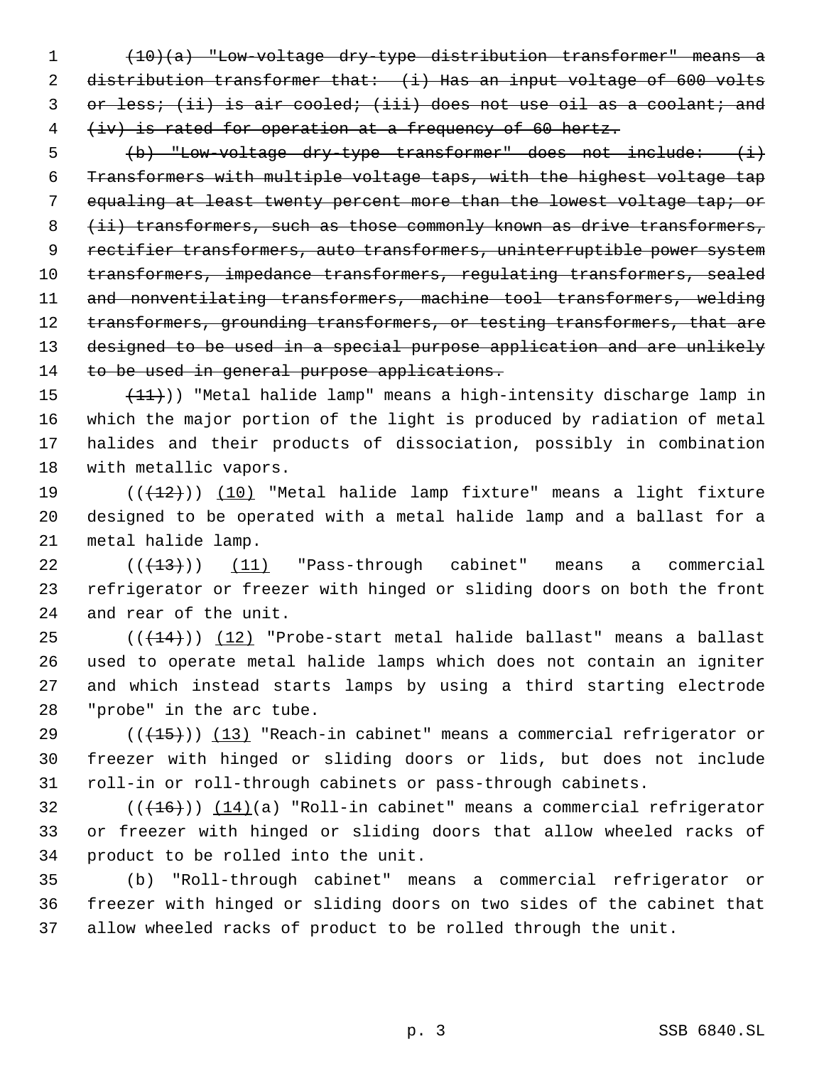~~(10)(a) "Low-voltage dry-type distribution transformer" means a distribution transformer that: (i) Has an input voltage of 600 volts or less; (ii) is air cooled; (iii) does not use oil as a coolant; and (iv) is rated for operation at a frequency of 60 hertz.~~

~~(b) "Low-voltage dry-type transformer" does not include: (i) Transformers with multiple voltage taps, with the highest voltage tap equaling at least twenty percent more than the lowest voltage tap; or (ii) transformers, such as those commonly known as drive transformers, rectifier transformers, auto transformers, uninterruptible power system transformers, impedance transformers, regulating transformers, sealed and nonventilating transformers, machine tool transformers, welding transformers, grounding transformers, or testing transformers, that are designed to be used in a special purpose application and are unlikely to be used in general purpose applications.~~

~~(11)~~)) "Metal halide lamp" means a high-intensity discharge lamp in which the major portion of the light is produced by radiation of metal halides and their products of dissociation, possibly in combination with metallic vapors.

((~~(12)~~)) (10) "Metal halide lamp fixture" means a light fixture designed to be operated with a metal halide lamp and a ballast for a metal halide lamp.

((~~(13)~~)) (11) "Pass-through cabinet" means a commercial refrigerator or freezer with hinged or sliding doors on both the front and rear of the unit.

((~~(14)~~)) (12) "Probe-start metal halide ballast" means a ballast used to operate metal halide lamps which does not contain an igniter and which instead starts lamps by using a third starting electrode "probe" in the arc tube.

((~~(15)~~)) (13) "Reach-in cabinet" means a commercial refrigerator or freezer with hinged or sliding doors or lids, but does not include roll-in or roll-through cabinets or pass-through cabinets.

((~~(16)~~)) (14)(a) "Roll-in cabinet" means a commercial refrigerator or freezer with hinged or sliding doors that allow wheeled racks of product to be rolled into the unit.

(b) "Roll-through cabinet" means a commercial refrigerator or freezer with hinged or sliding doors on two sides of the cabinet that allow wheeled racks of product to be rolled through the unit.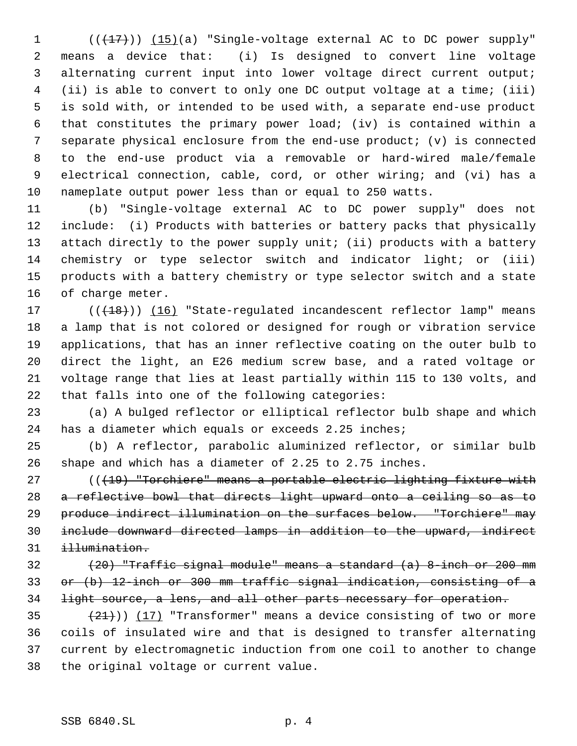(((17))) (15)(a) "Single-voltage external AC to DC power supply" means a device that: (i) Is designed to convert line voltage alternating current input into lower voltage direct current output; (ii) is able to convert to only one DC output voltage at a time; (iii) is sold with, or intended to be used with, a separate end-use product that constitutes the primary power load; (iv) is contained within a separate physical enclosure from the end-use product; (v) is connected to the end-use product via a removable or hard-wired male/female electrical connection, cable, cord, or other wiring; and (vi) has a nameplate output power less than or equal to 250 watts.

(b) "Single-voltage external AC to DC power supply" does not include: (i) Products with batteries or battery packs that physically attach directly to the power supply unit; (ii) products with a battery chemistry or type selector switch and indicator light; or (iii) products with a battery chemistry or type selector switch and a state of charge meter.

(((18))) (16) "State-regulated incandescent reflector lamp" means a lamp that is not colored or designed for rough or vibration service applications, that has an inner reflective coating on the outer bulb to direct the light, an E26 medium screw base, and a rated voltage or voltage range that lies at least partially within 115 to 130 volts, and that falls into one of the following categories:

(a) A bulged reflector or elliptical reflector bulb shape and which has a diameter which equals or exceeds 2.25 inches;

(b) A reflector, parabolic aluminized reflector, or similar bulb shape and which has a diameter of 2.25 to 2.75 inches.

(((19) "Torchiere" means a portable electric lighting fixture with a reflective bowl that directs light upward onto a ceiling so as to produce indirect illumination on the surfaces below. "Torchiere" may include downward directed lamps in addition to the upward, indirect illumination.

(20) "Traffic signal module" means a standard (a) 8-inch or 200 mm or (b) 12-inch or 300 mm traffic signal indication, consisting of a light source, a lens, and all other parts necessary for operation.

(21))) (17) "Transformer" means a device consisting of two or more coils of insulated wire and that is designed to transfer alternating current by electromagnetic induction from one coil to another to change the original voltage or current value.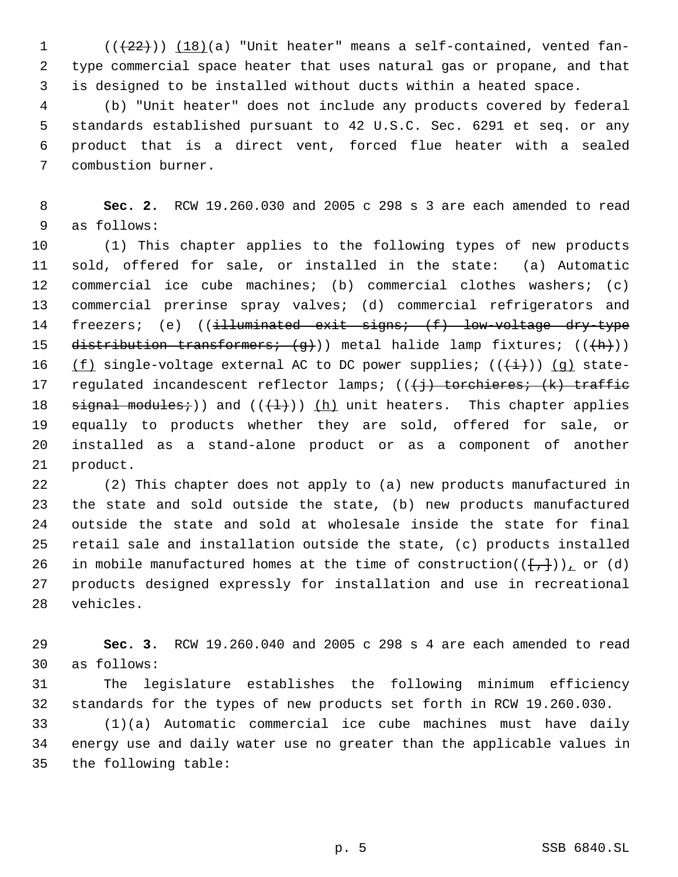((~~(22)~~)) <u>(18)</u>(a) "Unit heater" means a self-contained, vented fan-type commercial space heater that uses natural gas or propane, and that is designed to be installed without ducts within a heated space.

(b) "Unit heater" does not include any products covered by federal standards established pursuant to 42 U.S.C. Sec. 6291 et seq. or any product that is a direct vent, forced flue heater with a sealed combustion burner.

**Sec. 2.** RCW 19.260.030 and 2005 c 298 s 3 are each amended to read as follows:

(1) This chapter applies to the following types of new products sold, offered for sale, or installed in the state: (a) Automatic commercial ice cube machines; (b) commercial clothes washers; (c) commercial prerinse spray valves; (d) commercial refrigerators and freezers; (e) ((~~illuminated exit signs; (f) low-voltage dry-type distribution transformers; (g)~~)) metal halide lamp fixtures; ((~~(h)~~)) <u>(f)</u> single-voltage external AC to DC power supplies; ((~~(i)~~)) <u>(g)</u> state-regulated incandescent reflector lamps; ((~~(j) torchieres; (k) traffic signal modules;~~)) and ((~~(l)~~)) <u>(h)</u> unit heaters. This chapter applies equally to products whether they are sold, offered for sale, or installed as a stand-alone product or as a component of another product.

(2) This chapter does not apply to (a) new products manufactured in the state and sold outside the state, (b) new products manufactured outside the state and sold at wholesale inside the state for final retail sale and installation outside the state, (c) products installed in mobile manufactured homes at the time of construction((~~[,]~~))<u>,</u> or (d) products designed expressly for installation and use in recreational vehicles.

**Sec. 3.** RCW 19.260.040 and 2005 c 298 s 4 are each amended to read as follows:

The legislature establishes the following minimum efficiency standards for the types of new products set forth in RCW 19.260.030.

(1)(a) Automatic commercial ice cube machines must have daily energy use and daily water use no greater than the applicable values in the following table: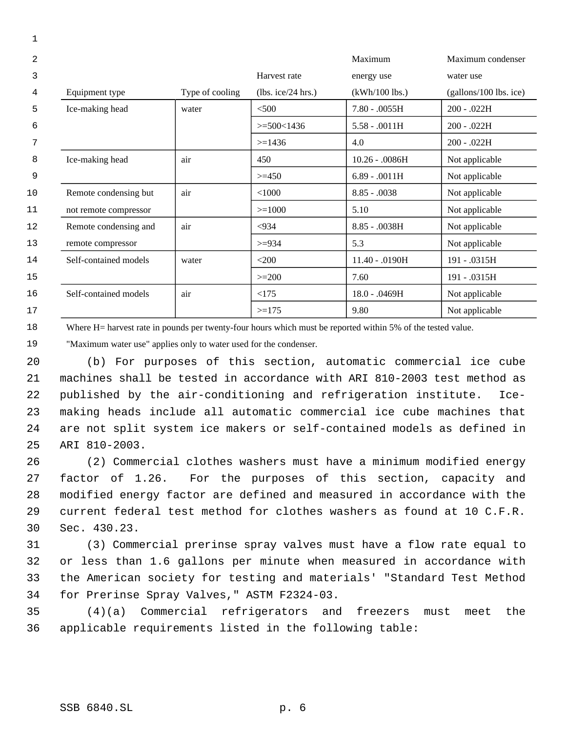| Equipment type | Type of cooling | Harvest rate (lbs. ice/24 hrs.) | Maximum energy use (kWh/100 lbs.) | Maximum condenser water use (gallons/100 lbs. ice) |
|---|---|---|---|---|
| Ice-making head | water | <500 | 7.80 - .0055H | 200 - .022H |
| | | >=500<1436 | 5.58 - .0011H | 200 - .022H |
| | | >=1436 | 4.0 | 200 - .022H |
| Ice-making head | air | 450 | 10.26 - .0086H | Not applicable |
| | | >=450 | 6.89 - .0011H | Not applicable |
| Remote condensing but not remote compressor | air | <1000 | 8.85 - .0038 | Not applicable |
| | | >=1000 | 5.10 | Not applicable |
| Remote condensing and remote compressor | air | <934 | 8.85 - .0038H | Not applicable |
| | | >=934 | 5.3 | Not applicable |
| Self-contained models | water | <200 | 11.40 - .0190H | 191 - .0315H |
| | | >=200 | 7.60 | 191 - .0315H |
| Self-contained models | air | <175 | 18.0 - .0469H | Not applicable |
| | | >=175 | 9.80 | Not applicable |

Where H= harvest rate in pounds per twenty-four hours which must be reported within 5% of the tested value.

"Maximum water use" applies only to water used for the condenser.

(b) For purposes of this section, automatic commercial ice cube machines shall be tested in accordance with ARI 810-2003 test method as published by the air-conditioning and refrigeration institute. Ice-making heads include all automatic commercial ice cube machines that are not split system ice makers or self-contained models as defined in ARI 810-2003.

(2) Commercial clothes washers must have a minimum modified energy factor of 1.26. For the purposes of this section, capacity and modified energy factor are defined and measured in accordance with the current federal test method for clothes washers as found at 10 C.F.R. Sec. 430.23.

(3) Commercial prerinse spray valves must have a flow rate equal to or less than 1.6 gallons per minute when measured in accordance with the American society for testing and materials' "Standard Test Method for Prerinse Spray Valves," ASTM F2324-03.

(4)(a) Commercial refrigerators and freezers must meet the applicable requirements listed in the following table: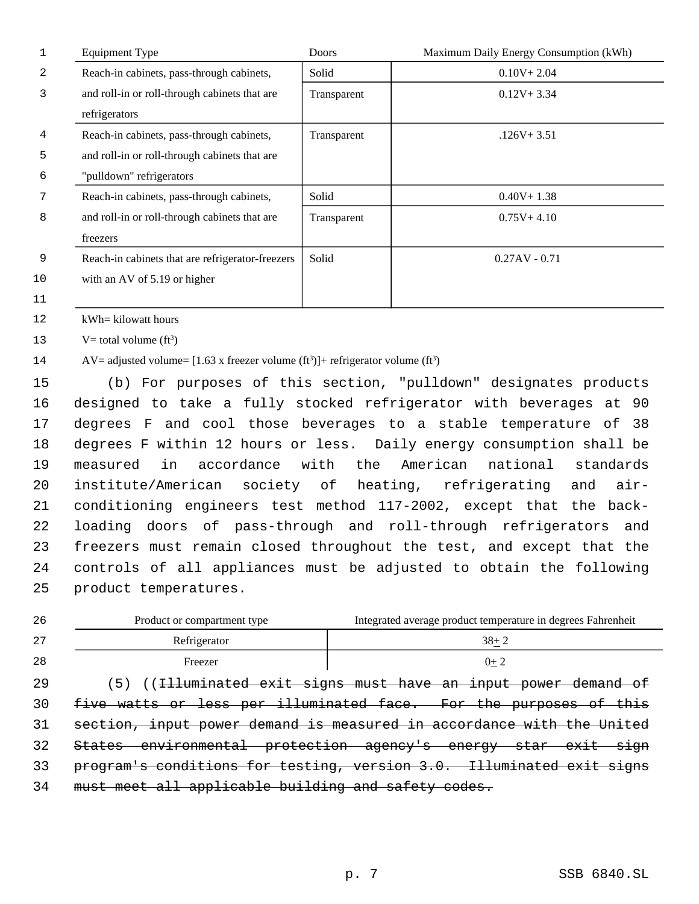| Equipment Type | Doors | Maximum Daily Energy Consumption (kWh) |
|---|---|---|
| Reach-in cabinets, pass-through cabinets, and roll-in or roll-through cabinets that are refrigerators | Solid | 0.10V+ 2.04 |
| | Transparent | 0.12V+ 3.34 |
| Reach-in cabinets, pass-through cabinets, and roll-in or roll-through cabinets that are "pulldown" refrigerators | Transparent | .126V+ 3.51 |
| Reach-in cabinets, pass-through cabinets, and roll-in or roll-through cabinets that are freezers | Solid | 0.40V+ 1.38 |
| | Transparent | 0.75V+ 4.10 |
| Reach-in cabinets that are refrigerator-freezers with an AV of 5.19 or higher | Solid | 0.27AV - 0.71 |

kWh= kilowatt hours

V= total volume ($ft^3$)

AV= adjusted volume= [1.63 x freezer volume ($ft^3$)]+ refrigerator volume ($ft^3$)

(b) For purposes of this section, "pulldown" designates products designed to take a fully stocked refrigerator with beverages at 90 degrees F and cool those beverages to a stable temperature of 38 degrees F within 12 hours or less. Daily energy consumption shall be measured in accordance with the American national standards institute/American society of heating, refrigerating and air-conditioning engineers test method 117-2002, except that the back-loading doors of pass-through and roll-through refrigerators and freezers must remain closed throughout the test, and except that the controls of all appliances must be adjusted to obtain the following product temperatures.

| Product or compartment type | Integrated average product temperature in degrees Fahrenheit |
|---|---|
| Refrigerator | 38± 2 |
| Freezer | 0± 2 |

(5) ((~~Illuminated exit signs must have an input power demand of five watts or less per illuminated face. For the purposes of this section, input power demand is measured in accordance with the United States environmental protection agency's energy star exit sign program's conditions for testing, version 3.0. Illuminated exit signs must meet all applicable building and safety codes.~~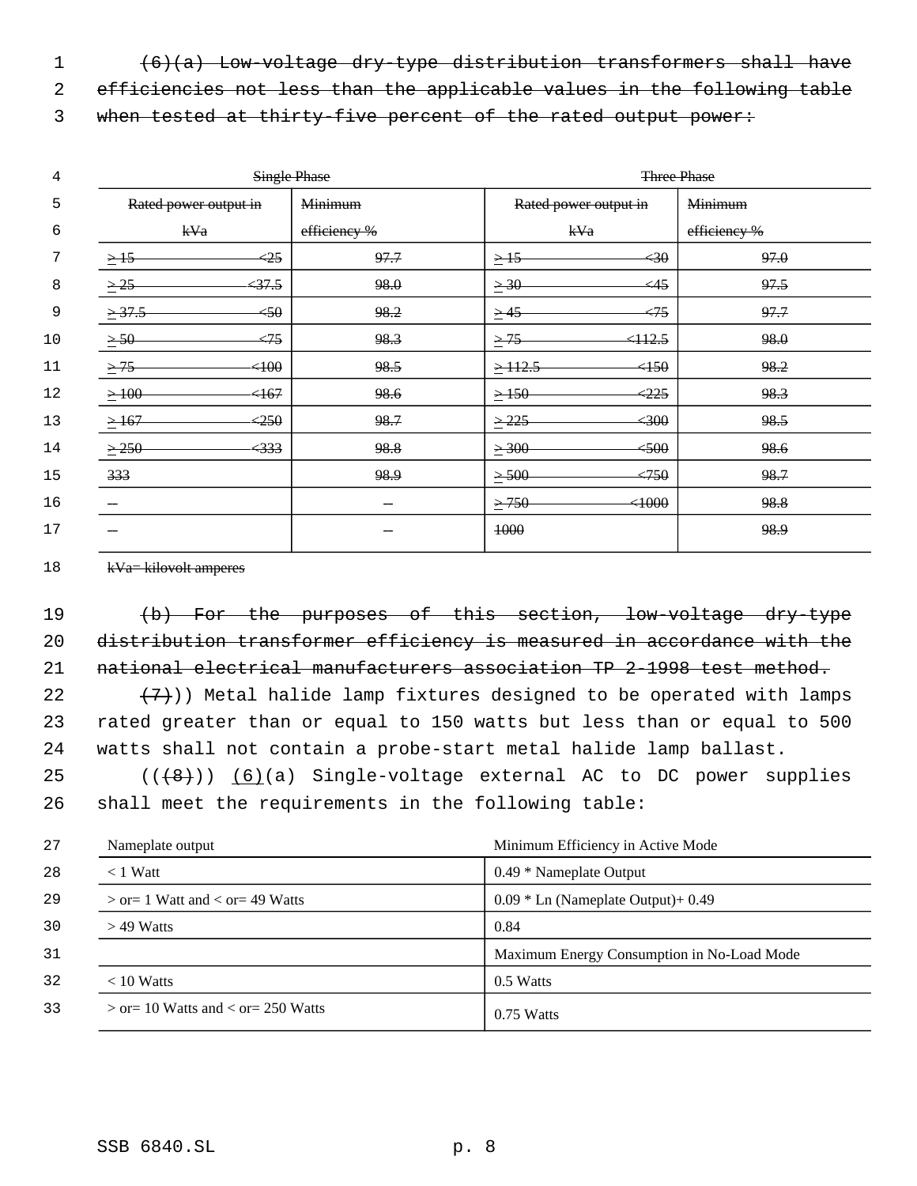~~(6)(a) Low-voltage dry-type distribution transformers shall have efficiencies not less than the applicable values in the following table when tested at thirty-five percent of the rated output power:~~

| ~~Single Phase~~ | | ~~Three Phase~~ | |
|---|---|---|---|
| ~~Rated power output in kVa~~ | ~~Minimum efficiency %~~ | ~~Rated power output in kVa~~ | ~~Minimum efficiency %~~ |
| ~~≥ 15 <25~~ | ~~97.7~~ | ~~≥ 15 <30~~ | ~~97.0~~ |
| ~~≥ 25 <37.5~~ | ~~98.0~~ | ~~≥ 30 <45~~ | ~~97.5~~ |
| ~~≥ 37.5 <50~~ | ~~98.2~~ | ~~≥ 45 <75~~ | ~~97.7~~ |
| ~~≥ 50 <75~~ | ~~98.3~~ | ~~≥ 75 <112.5~~ | ~~98.0~~ |
| ~~≥ 75 <100~~ | ~~98.5~~ | ~~≥ 112.5 <150~~ | ~~98.2~~ |
| ~~≥ 100 <167~~ | ~~98.6~~ | ~~≥ 150 <225~~ | ~~98.3~~ |
| ~~≥ 167 <250~~ | ~~98.7~~ | ~~≥ 225 <300~~ | ~~98.5~~ |
| ~~≥ 250 <333~~ | ~~98.8~~ | ~~≥ 300 <500~~ | ~~98.6~~ |
| ~~333~~ | ~~98.9~~ | ~~≥ 500 <750~~ | ~~98.7~~ |
| — | — | ~~≥ 750 <1000~~ | ~~98.8~~ |
| — | — | ~~1000~~ | ~~98.9~~ |

~~kVa= kilovolt amperes~~

~~(b) For the purposes of this section, low-voltage dry-type distribution transformer efficiency is measured in accordance with the national electrical manufacturers association TP 2-1998 test method.~~

~~(7)~~)) Metal halide lamp fixtures designed to be operated with lamps rated greater than or equal to 150 watts but less than or equal to 500 watts shall not contain a probe-start metal halide lamp ballast.

((~~(8)~~)) <u>(6)</u>(a) Single-voltage external AC to DC power supplies shall meet the requirements in the following table:

| Nameplate output | Minimum Efficiency in Active Mode |
|---|---|
| < 1 Watt | 0.49 * Nameplate Output |
| > or= 1 Watt and < or= 49 Watts | 0.09 * Ln (Nameplate Output)+ 0.49 |
| > 49 Watts | 0.84 |
| | Maximum Energy Consumption in No-Load Mode |
| < 10 Watts | 0.5 Watts |
| > or= 10 Watts and < or= 250 Watts | 0.75 Watts |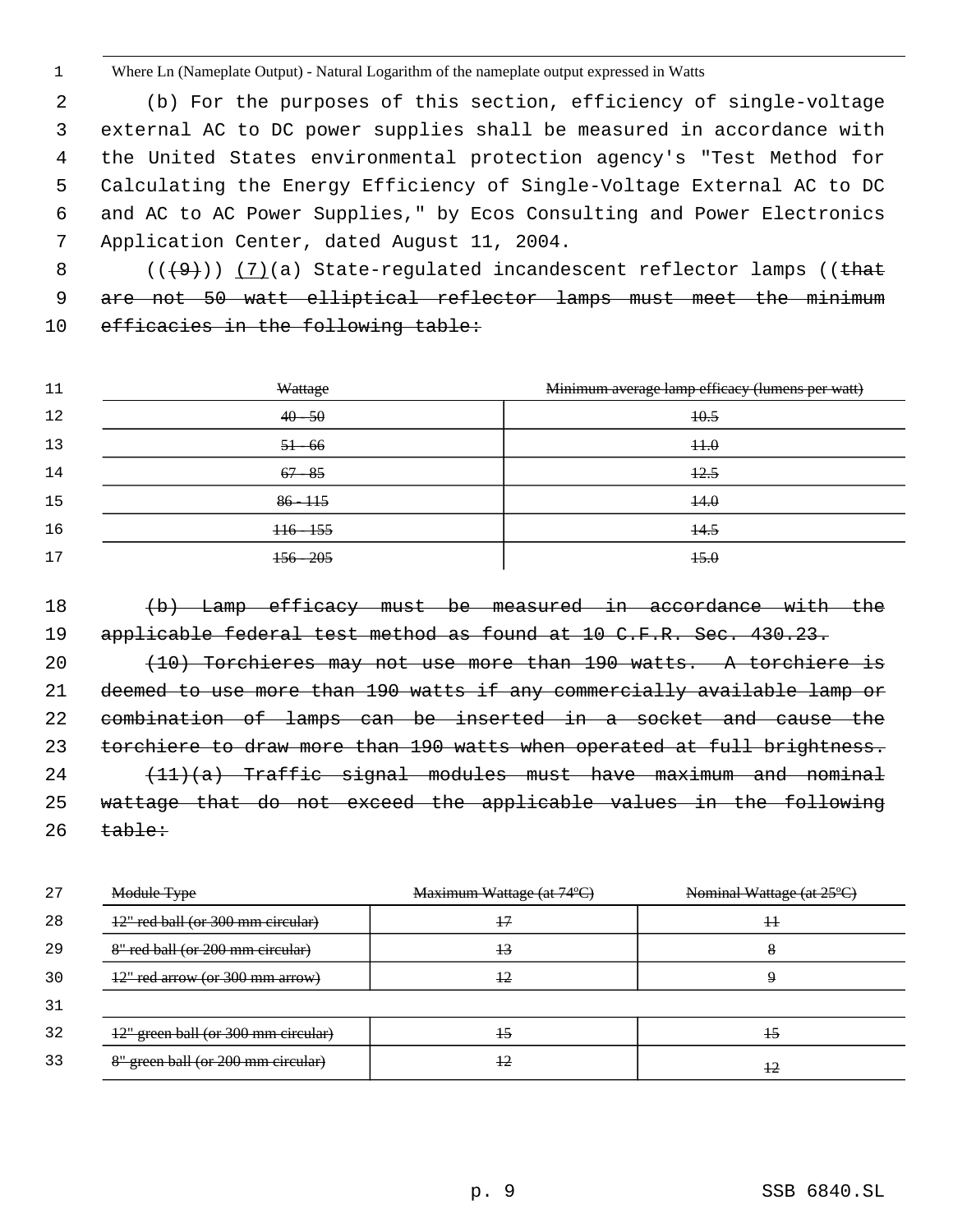Where Ln (Nameplate Output) - Natural Logarithm of the nameplate output expressed in Watts

(b) For the purposes of this section, efficiency of single-voltage external AC to DC power supplies shall be measured in accordance with the United States environmental protection agency's "Test Method for Calculating the Energy Efficiency of Single-Voltage External AC to DC and AC to AC Power Supplies," by Ecos Consulting and Power Electronics Application Center, dated August 11, 2004.

((~~(9)~~)) <u>(7)</u>(a) State-regulated incandescent reflector lamps ((~~that are not 50 watt elliptical reflector lamps must meet the minimum efficacies in the following table:~~

| ~~Wattage~~ | ~~Minimum average lamp efficacy (lumens per watt)~~ |
|---|---|
| ~~40 - 50~~ | ~~10.5~~ |
| ~~51 - 66~~ | ~~11.0~~ |
| ~~67 - 85~~ | ~~12.5~~ |
| ~~86 - 115~~ | ~~14.0~~ |
| ~~116 - 155~~ | ~~14.5~~ |
| ~~156 - 205~~ | ~~15.0~~ |

~~(b) Lamp efficacy must be measured in accordance with the applicable federal test method as found at 10 C.F.R. Sec. 430.23.~~

~~(10) Torchieres may not use more than 190 watts. A torchiere is deemed to use more than 190 watts if any commercially available lamp or combination of lamps can be inserted in a socket and cause the torchiere to draw more than 190 watts when operated at full brightness.~~

~~(11)(a) Traffic signal modules must have maximum and nominal wattage that do not exceed the applicable values in the following table:~~

| ~~Module Type~~ | ~~Maximum Wattage (at 74ºC)~~ | ~~Nominal Wattage (at 25ºC)~~ |
|---|---|---|
| ~~12" red ball (or 300 mm circular)~~ | ~~17~~ | ~~11~~ |
| ~~8" red ball (or 200 mm circular)~~ | ~~13~~ | ~~8~~ |
| ~~12" red arrow (or 300 mm arrow)~~ | ~~12~~ | ~~9~~ |
| | | |
| ~~12" green ball (or 300 mm circular)~~ | ~~15~~ | ~~15~~ |
| ~~8" green ball (or 200 mm circular)~~ | ~~12~~ | ~~12~~ |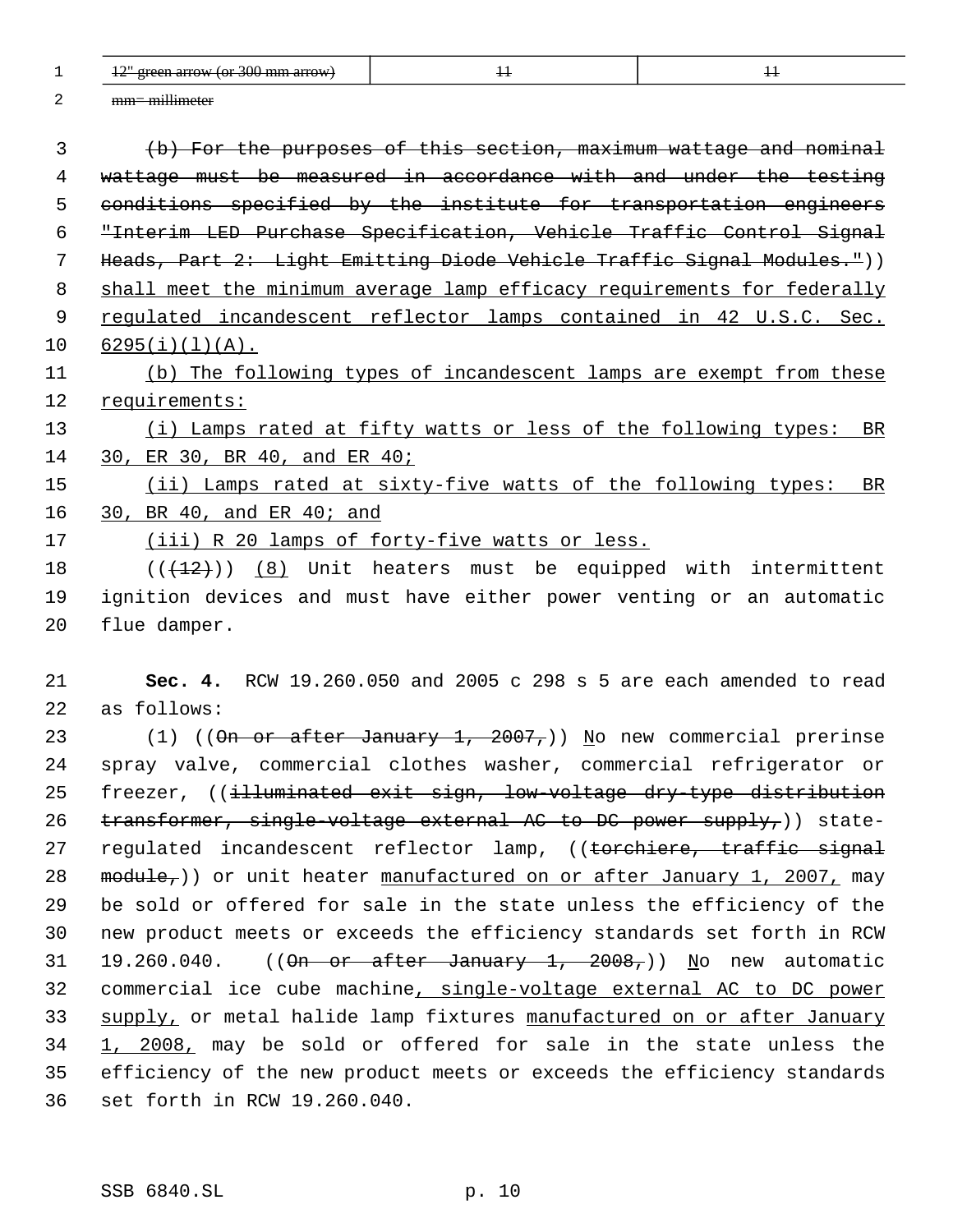| 12" green arrow (or 300 mm arrow) | 11 | 11 |
|---|---|---|

mm= millimeter

(b) For the purposes of this section, maximum wattage and nominal wattage must be measured in accordance with and under the testing conditions specified by the institute for transportation engineers "Interim LED Purchase Specification, Vehicle Traffic Control Signal Heads, Part 2: Light Emitting Diode Vehicle Traffic Signal Modules.")) shall meet the minimum average lamp efficacy requirements for federally regulated incandescent reflector lamps contained in 42 U.S.C. Sec. 6295(i)(l)(A).

(b) The following types of incandescent lamps are exempt from these requirements:

(i) Lamps rated at fifty watts or less of the following types: BR 30, ER 30, BR 40, and ER 40;

(ii) Lamps rated at sixty-five watts of the following types: BR 30, BR 40, and ER 40; and

(iii) R 20 lamps of forty-five watts or less.

(((12))) (8) Unit heaters must be equipped with intermittent ignition devices and must have either power venting or an automatic flue damper.

**Sec. 4.** RCW 19.260.050 and 2005 c 298 s 5 are each amended to read as follows:

(1) ((On or after January 1, 2007,)) No new commercial prerinse spray valve, commercial clothes washer, commercial refrigerator or freezer, ((illuminated exit sign, low-voltage dry-type distribution transformer, single-voltage external AC to DC power supply,)) state-regulated incandescent reflector lamp, ((torchiere, traffic signal module,)) or unit heater manufactured on or after January 1, 2007, may be sold or offered for sale in the state unless the efficiency of the new product meets or exceeds the efficiency standards set forth in RCW 19.260.040. ((On or after January 1, 2008,)) No new automatic commercial ice cube machine, single-voltage external AC to DC power supply, or metal halide lamp fixtures manufactured on or after January 1, 2008, may be sold or offered for sale in the state unless the efficiency of the new product meets or exceeds the efficiency standards set forth in RCW 19.260.040.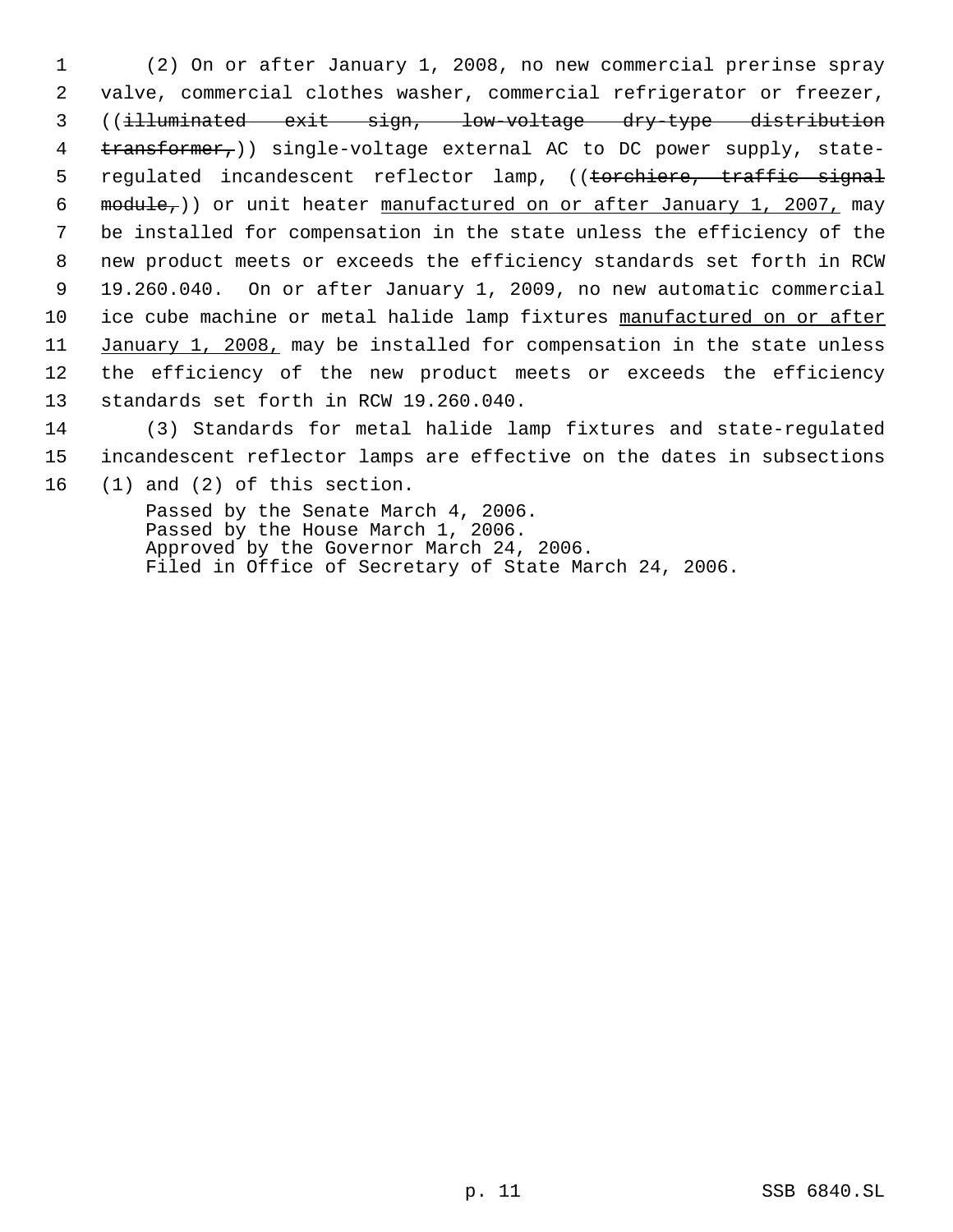(2) On or after January 1, 2008, no new commercial prerinse spray valve, commercial clothes washer, commercial refrigerator or freezer, ((~~illuminated exit sign, low-voltage dry-type distribution transformer,~~)) single-voltage external AC to DC power supply, state-regulated incandescent reflector lamp, ((~~torchiere, traffic signal module,~~)) or unit heater <u>manufactured on or after January 1, 2007,</u> may be installed for compensation in the state unless the efficiency of the new product meets or exceeds the efficiency standards set forth in RCW 19.260.040. On or after January 1, 2009, no new automatic commercial ice cube machine or metal halide lamp fixtures <u>manufactured on or after January 1, 2008,</u> may be installed for compensation in the state unless the efficiency of the new product meets or exceeds the efficiency standards set forth in RCW 19.260.040.

(3) Standards for metal halide lamp fixtures and state-regulated incandescent reflector lamps are effective on the dates in subsections (1) and (2) of this section.

Passed by the Senate March 4, 2006.
Passed by the House March 1, 2006.
Approved by the Governor March 24, 2006.
Filed in Office of Secretary of State March 24, 2006.